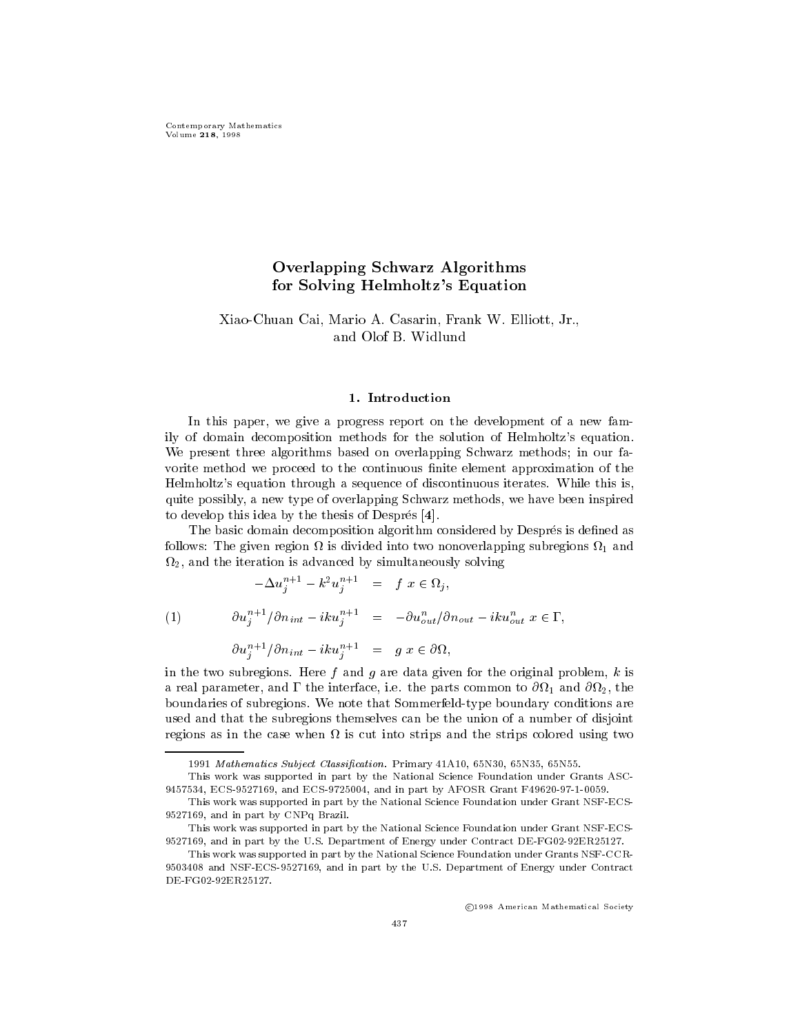# Overlapping Schwarz Algorithms for Solving Helmholtz's Equation

Xiao-Chuan Cai, Mario A. Casarin, Frank W. Elliott, Jr., and Olof B. Widlund

## 1. Introduction

In this paper, we give a progress report on the development of a new family of domain decomposition methods for the solution of Helmholtz's equation. We present three algorithms based on overlapping Schwarz methods; in our favorite method we proceed to the continuous finite element approximation of the Helmholtz's equation through a sequence of discontinuous iterates. While this is, quite possibly, a new type of overlapping Schwarz methods, we have been inspired to develop this idea by the thesis of Després [4].

The basic domain decomposition algorithm considered by Després is defined as follows: The given region $\Omega$ is divided into two nonoverlapping subregions $\Omega_1$ and $\Omega_2$, and the iteration is advanced by simultaneously solving

$$
\begin{aligned}
-\Delta u_j^{n+1} - k^2 u_j^{n+1} &= f \quad x \in \Omega_j, \\
\partial u_j^{n+1}/\partial n_{int} - iku_j^{n+1} &= -\partial u_{out}^{n}/\partial n_{out} - iku_{out}^{n} \quad x \in \Gamma, \qquad (1)\\
\partial u_j^{n+1}/\partial n_{int} - iku_j^{n+1} &= g \quad x \in \partial\Omega,
\end{aligned}
$$

in the two subregions. Here $f$ and $g$ are data given for the original problem, $k$ is a real parameter, and $\Gamma$ the interface, i.e. the parts common to $\partial\Omega_1$ and $\partial\Omega_2$, the boundaries of subregions. We note that Sommerfeld-type boundary conditions are used and that the subregions themselves can be the union of a number of disjoint regions as in the case when $\Omega$ is cut into strips and the strips colored using two

---

1991 *Mathematics Subject Classification.* Primary 41A10, 65N30, 65N35, 65N55.

This work was supported in part by the National Science Foundation under Grants ASC-9457534, ECS-9527169, and ECS-9725004, and in part by AFOSR Grant F49620-97-1-0059.

This work was supported in part by the National Science Foundation under Grant NSF-ECS-9527169, and in part by CNPq Brazil.

This work was supported in part by the National Science Foundation under Grant NSF-ECS-9527169, and in part by the U.S. Department of Energy under Contract DE-FG02-92ER25127.

This work was supported in part by the National Science Foundation under Grants NSF-CCR-9503408 and NSF-ECS-9527169, and in part by the U.S. Department of Energy under Contract DE-FG02-92ER25127.

©1998 American Mathematical Society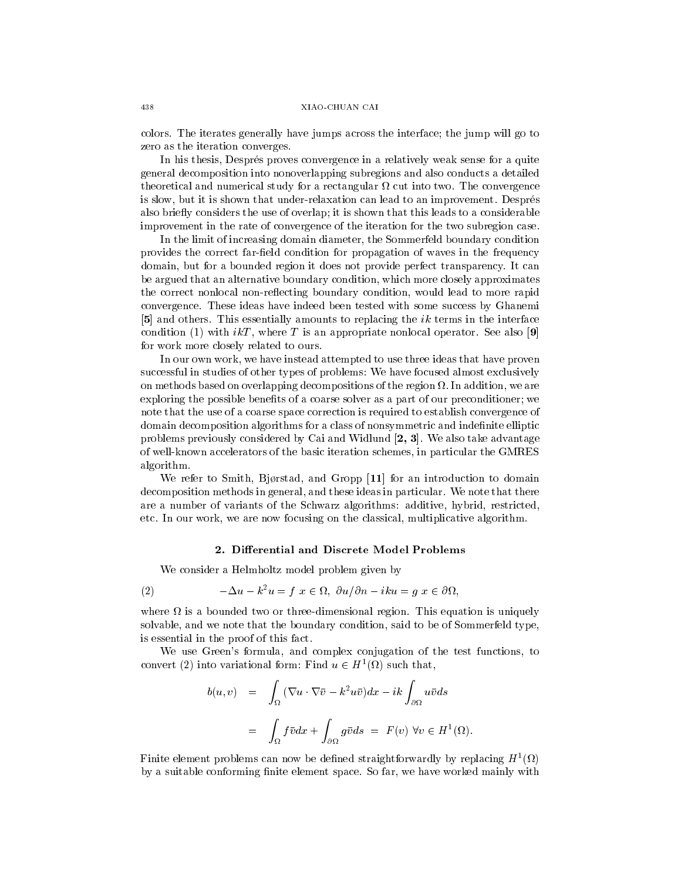colors. The iterates generally have jumps across the interface; the jump will go to zero as the iteration converges.

In his thesis, Després proves convergence in a relatively weak sense for a quite general decomposition into nonoverlapping subregions and also conducts a detailed theoretical and numerical study for a rectangular $\Omega$ cut into two. The convergence is slow, but it is shown that under-relaxation can lead to an improvement. Després also briefly considers the use of overlap; it is shown that this leads to a considerable improvement in the rate of convergence of the iteration for the two subregion case.

In the limit of increasing domain diameter, the Sommerfeld boundary condition provides the correct far-field condition for propagation of waves in the frequency domain, but for a bounded region it does not provide perfect transparency. It can be argued that an alternative boundary condition, which more closely approximates the correct nonlocal non-reflecting boundary condition, would lead to more rapid convergence. These ideas have indeed been tested with some success by Ghanemi [**5**] and others. This essentially amounts to replacing the $ik$ terms in the interface condition (1) with $ikT$, where $T$ is an appropriate nonlocal operator. See also [**9**] for work more closely related to ours.

In our own work, we have instead attempted to use three ideas that have proven successful in studies of other types of problems: We have focused almost exclusively on methods based on overlapping decompositions of the region $\Omega$. In addition, we are exploring the possible benefits of a coarse solver as a part of our preconditioner; we note that the use of a coarse space correction is required to establish convergence of domain decomposition algorithms for a class of nonsymmetric and indefinite elliptic problems previously considered by Cai and Widlund [**2, 3**]. We also take advantage of well-known accelerators of the basic iteration schemes, in particular the GMRES algorithm.

We refer to Smith, Bjørstad, and Gropp [**11**] for an introduction to domain decomposition methods in general, and these ideas in particular. We note that there are a number of variants of the Schwarz algorithms: additive, hybrid, restricted, etc. In our work, we are now focusing on the classical, multiplicative algorithm.

## 2. Differential and Discrete Model Problems

We consider a Helmholtz model problem given by

$$-\Delta u - k^2 u = f \;\; x \in \Omega, \;\; \partial u/\partial n - iku = g \;\; x \in \partial\Omega, \tag{2}$$

where $\Omega$ is a bounded two or three-dimensional region. This equation is uniquely solvable, and we note that the boundary condition, said to be of Sommerfeld type, is essential in the proof of this fact.

We use Green's formula, and complex conjugation of the test functions, to convert (2) into variational form: Find $u \in H^1(\Omega)$ such that,

$$\begin{aligned} b(u,v) &= \int_\Omega (\nabla u \cdot \nabla \bar{v} - k^2 u \bar{v}) dx - ik \int_{\partial\Omega} u \bar{v} ds \\ &= \int_\Omega f \bar{v} dx + \int_{\partial\Omega} g \bar{v} ds \;\; = \;\; F(v) \;\; \forall v \in H^1(\Omega). \end{aligned}$$

Finite element problems can now be defined straightforwardly by replacing $H^1(\Omega)$ by a suitable conforming finite element space. So far, we have worked mainly with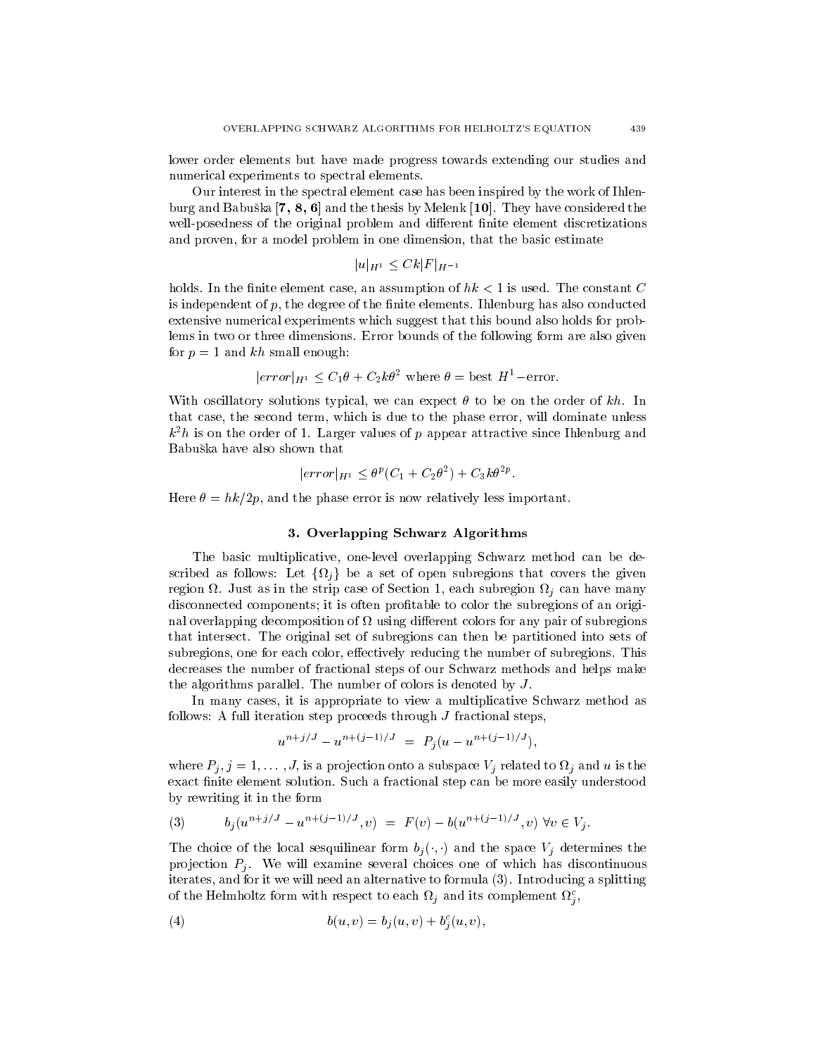lower order elements but have made progress towards extending our studies and numerical experiments to spectral elements.

Our interest in the spectral element case has been inspired by the work of Ihlenburg and Babuška [**7, 8, 6**] and the thesis by Melenk [**10**]. They have considered the well-posedness of the original problem and different finite element discretizations and proven, for a model problem in one dimension, that the basic estimate

$$|u|_{H^1} \leq Ck|F|_{H^{-1}}$$

holds. In the finite element case, an assumption of $hk < 1$ is used. The constant $C$ is independent of $p$, the degree of the finite elements. Ihlenburg has also conducted extensive numerical experiments which suggest that this bound also holds for problems in two or three dimensions. Error bounds of the following form are also given for $p = 1$ and $kh$ small enough:

$$|error|_{H^1} \leq C_1\theta + C_2k\theta^2 \text{ where } \theta = \text{best } H^1\text{-error.}$$

With oscillatory solutions typical, we can expect $\theta$ to be on the order of $kh$. In that case, the second term, which is due to the phase error, will dominate unless $k^2h$ is on the order of 1. Larger values of $p$ appear attractive since Ihlenburg and Babuška have also shown that

$$|error|_{H^1} \leq \theta^p(C_1 + C_2\theta^2) + C_3k\theta^{2p}.$$

Here $\theta = hk/2p$, and the phase error is now relatively less important.

## 3. Overlapping Schwarz Algorithms

The basic multiplicative, one-level overlapping Schwarz method can be described as follows: Let $\{\Omega_j\}$ be a set of open subregions that covers the given region $\Omega$. Just as in the strip case of Section 1, each subregion $\Omega_j$ can have many disconnected components; it is often profitable to color the subregions of an original overlapping decomposition of $\Omega$ using different colors for any pair of subregions that intersect. The original set of subregions can then be partitioned into sets of subregions, one for each color, effectively reducing the number of subregions. This decreases the number of fractional steps of our Schwarz methods and helps make the algorithms parallel. The number of colors is denoted by $J$.

In many cases, it is appropriate to view a multiplicative Schwarz method as follows: A full iteration step proceeds through $J$ fractional steps,

$$u^{n+j/J} - u^{n+(j-1)/J} = P_j(u - u^{n+(j-1)/J}),$$

where $P_j, j = 1, \ldots, J$, is a projection onto a subspace $V_j$ related to $\Omega_j$ and $u$ is the exact finite element solution. Such a fractional step can be more easily understood by rewriting it in the form

$$b_j(u^{n+j/J} - u^{n+(j-1)/J}, v) = F(v) - b(u^{n+(j-1)/J}, v) \ \forall v \in V_j. \tag{3}$$

The choice of the local sesquilinear form $b_j(\cdot, \cdot)$ and the space $V_j$ determines the projection $P_j$. We will examine several choices one of which has discontinuous iterates, and for it we will need an alternative to formula (3). Introducing a splitting of the Helmholtz form with respect to each $\Omega_j$ and its complement $\Omega_j^c$,

$$b(u, v) = b_j(u, v) + b_j^c(u, v), \tag{4}$$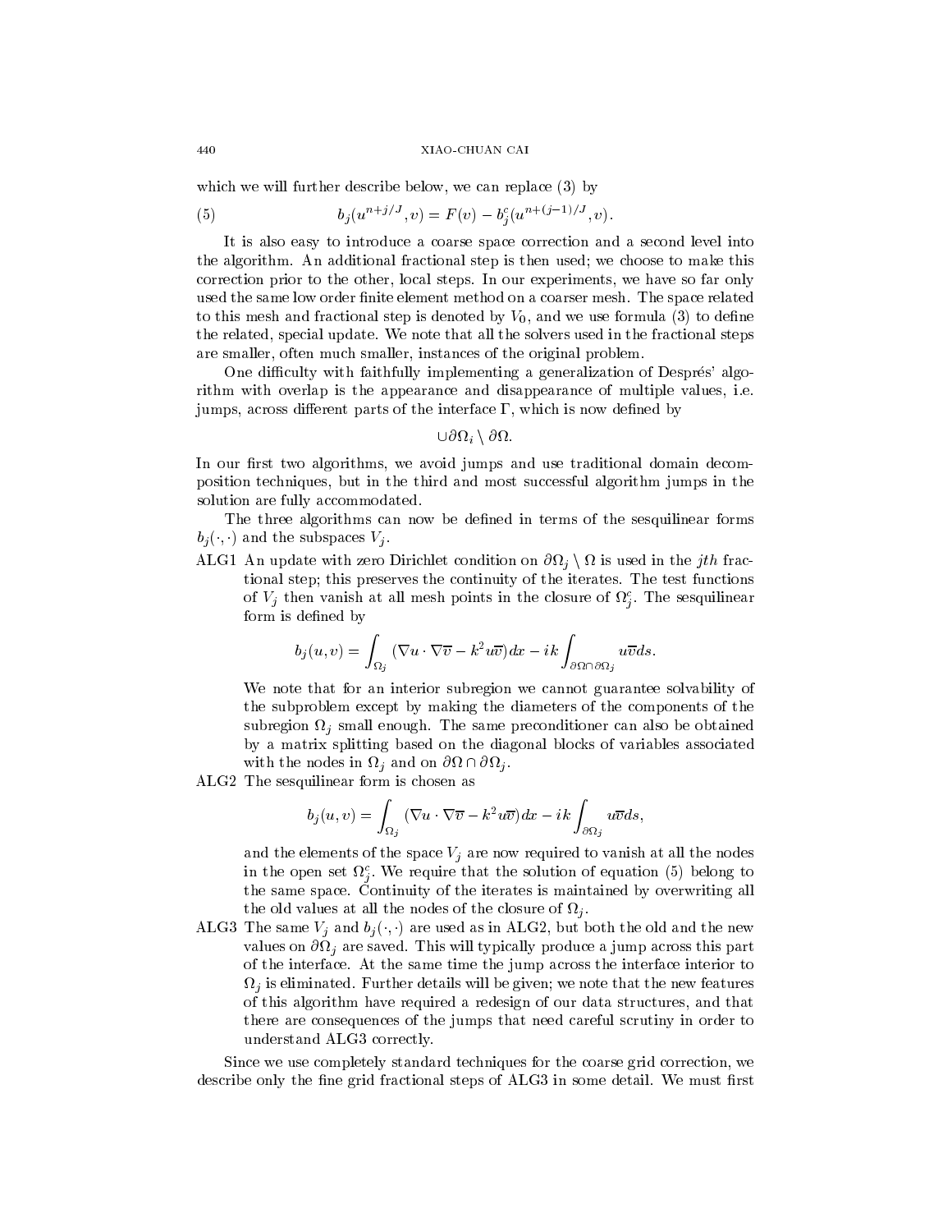which we will further describe below, we can replace (3) by

$$b_j(u^{n+j/J}, v) = F(v) - b_j^c(u^{n+(j-1)/J}, v). \tag{5}$$

It is also easy to introduce a coarse space correction and a second level into the algorithm. An additional fractional step is then used; we choose to make this correction prior to the other, local steps. In our experiments, we have so far only used the same low order finite element method on a coarser mesh. The space related to this mesh and fractional step is denoted by $V_0$, and we use formula (3) to define the related, special update. We note that all the solvers used in the fractional steps are smaller, often much smaller, instances of the original problem.

One difficulty with faithfully implementing a generalization of Després' algorithm with overlap is the appearance and disappearance of multiple values, i.e. jumps, across different parts of the interface $\Gamma$, which is now defined by

$$\cup \partial\Omega_i \setminus \partial\Omega.$$

In our first two algorithms, we avoid jumps and use traditional domain decomposition techniques, but in the third and most successful algorithm jumps in the solution are fully accommodated.

The three algorithms can now be defined in terms of the sesquilinear forms $b_j(\cdot,\cdot)$ and the subspaces $V_j$.

ALG1 An update with zero Dirichlet condition on $\partial\Omega_j \setminus \Omega$ is used in the $jth$ fractional step; this preserves the continuity of the iterates. The test functions of $V_j$ then vanish at all mesh points in the closure of $\Omega_j^c$. The sesquilinear form is defined by

$$b_j(u, v) = \int_{\Omega_j} (\nabla u \cdot \nabla \overline{v} - k^2 u\overline{v}) dx - ik \int_{\partial\Omega \cap \partial\Omega_j} u\overline{v} ds.$$

We note that for an interior subregion we cannot guarantee solvability of the subproblem except by making the diameters of the components of the subregion $\Omega_j$ small enough. The same preconditioner can also be obtained by a matrix splitting based on the diagonal blocks of variables associated with the nodes in $\Omega_j$ and on $\partial\Omega \cap \partial\Omega_j$.

ALG2 The sesquilinear form is chosen as

$$b_j(u, v) = \int_{\Omega_j} (\nabla u \cdot \nabla \overline{v} - k^2 u\overline{v}) dx - ik \int_{\partial\Omega_j} u\overline{v} ds,$$

and the elements of the space $V_j$ are now required to vanish at all the nodes in the open set $\Omega_j^c$. We require that the solution of equation (5) belong to the same space. Continuity of the iterates is maintained by overwriting all the old values at all the nodes of the closure of $\Omega_j$.

ALG3 The same $V_j$ and $b_j(\cdot,\cdot)$ are used as in ALG2, but both the old and the new values on $\partial\Omega_j$ are saved. This will typically produce a jump across this part of the interface. At the same time the jump across the interface interior to $\Omega_j$ is eliminated. Further details will be given; we note that the new features of this algorithm have required a redesign of our data structures, and that there are consequences of the jumps that need careful scrutiny in order to understand ALG3 correctly.

Since we use completely standard techniques for the coarse grid correction, we describe only the fine grid fractional steps of ALG3 in some detail. We must first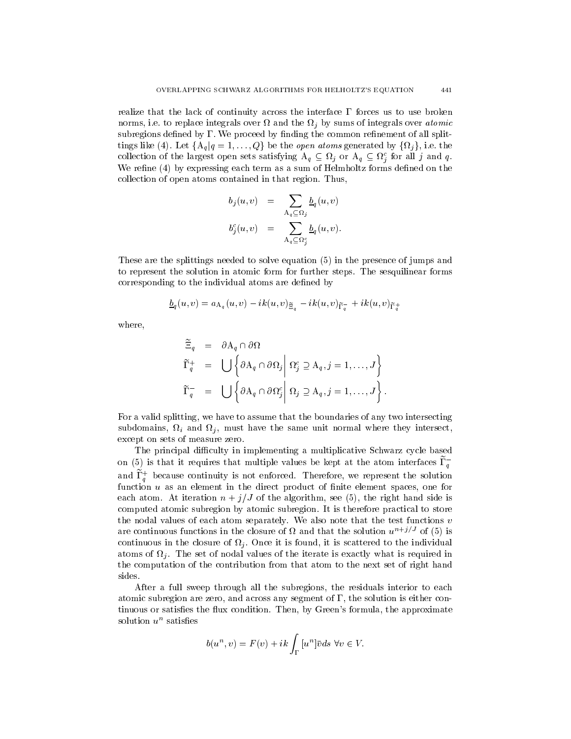realize that the lack of continuity across the interface $\Gamma$ forces us to use broken norms, i.e. to replace integrals over $\Omega$ and the $\Omega_j$ by sums of integrals over *atomic* subregions defined by $\Gamma$. We proceed by finding the common refinement of all splittings like (4). Let $\{A_q | q = 1, \ldots, Q\}$ be the *open atoms* generated by $\{\Omega_j\}$, i.e. the collection of the largest open sets satisfying $A_q \subseteq \Omega_j$ or $A_q \subseteq \Omega_j^c$ for all $j$ and $q$. We refine (4) by expressing each term as a sum of Helmholtz forms defined on the collection of open atoms contained in that region. Thus,

$$
\begin{aligned}
b_j(u,v) &= \sum_{A_q \subseteq \Omega_j} \underline{b}_q(u,v) \\
b_j^c(u,v) &= \sum_{A_q \subseteq \Omega_j^c} \underline{b}_q(u,v).
\end{aligned}
$$

These are the splittings needed to solve equation (5) in the presence of jumps and to represent the solution in atomic form for further steps. The sesquilinear forms corresponding to the individual atoms are defined by

$$
\underline{b}_q(u,v) = a_{A_q}(u,v) - ik(u,v)_{\tilde{\Xi}_q} - ik(u,v)_{\tilde{\Gamma}_q^-} + ik(u,v)_{\tilde{\Gamma}_q^+}
$$

where,

$$
\begin{aligned}
\tilde{\Xi}_q &= \partial A_q \cap \partial \Omega \\
\tilde{\Gamma}_q^+ &= \bigcup \left\{ \partial A_q \cap \partial \Omega_j \,\middle|\, \Omega_j^c \supseteq A_q, j = 1, \ldots, J \right\} \\
\tilde{\Gamma}_q^- &= \bigcup \left\{ \partial A_q \cap \partial \Omega_j^c \,\middle|\, \Omega_j \supseteq A_q, j = 1, \ldots, J \right\}.
\end{aligned}
$$

For a valid splitting, we have to assume that the boundaries of any two intersecting subdomains, $\Omega_i$ and $\Omega_j$, must have the same unit normal where they intersect, except on sets of measure zero.

The principal difficulty in implementing a multiplicative Schwarz cycle based on (5) is that it requires that multiple values be kept at the atom interfaces $\tilde{\Gamma}_q^-$ and $\tilde{\Gamma}_q^+$ because continuity is not enforced. Therefore, we represent the solution function $u$ as an element in the direct product of finite element spaces, one for each atom. At iteration $n + j/J$ of the algorithm, see (5), the right hand side is computed atomic subregion by atomic subregion. It is therefore practical to store the nodal values of each atom separately. We also note that the test functions $v$ are continuous functions in the closure of $\Omega$ and that the solution $u^{n+j/J}$ of (5) is continuous in the closure of $\Omega_j$. Once it is found, it is scattered to the individual atoms of $\Omega_j$. The set of nodal values of the iterate is exactly what is required in the computation of the contribution from that atom to the next set of right hand sides.

After a full sweep through all the subregions, the residuals interior to each atomic subregion are zero, and across any segment of $\Gamma$, the solution is either continuous or satisfies the flux condition. Then, by Green's formula, the approximate solution $u^n$ satisfies

$$
b(u^n, v) = F(v) + ik \int_\Gamma [u^n] \bar{v} ds \;\; \forall v \in V.
$$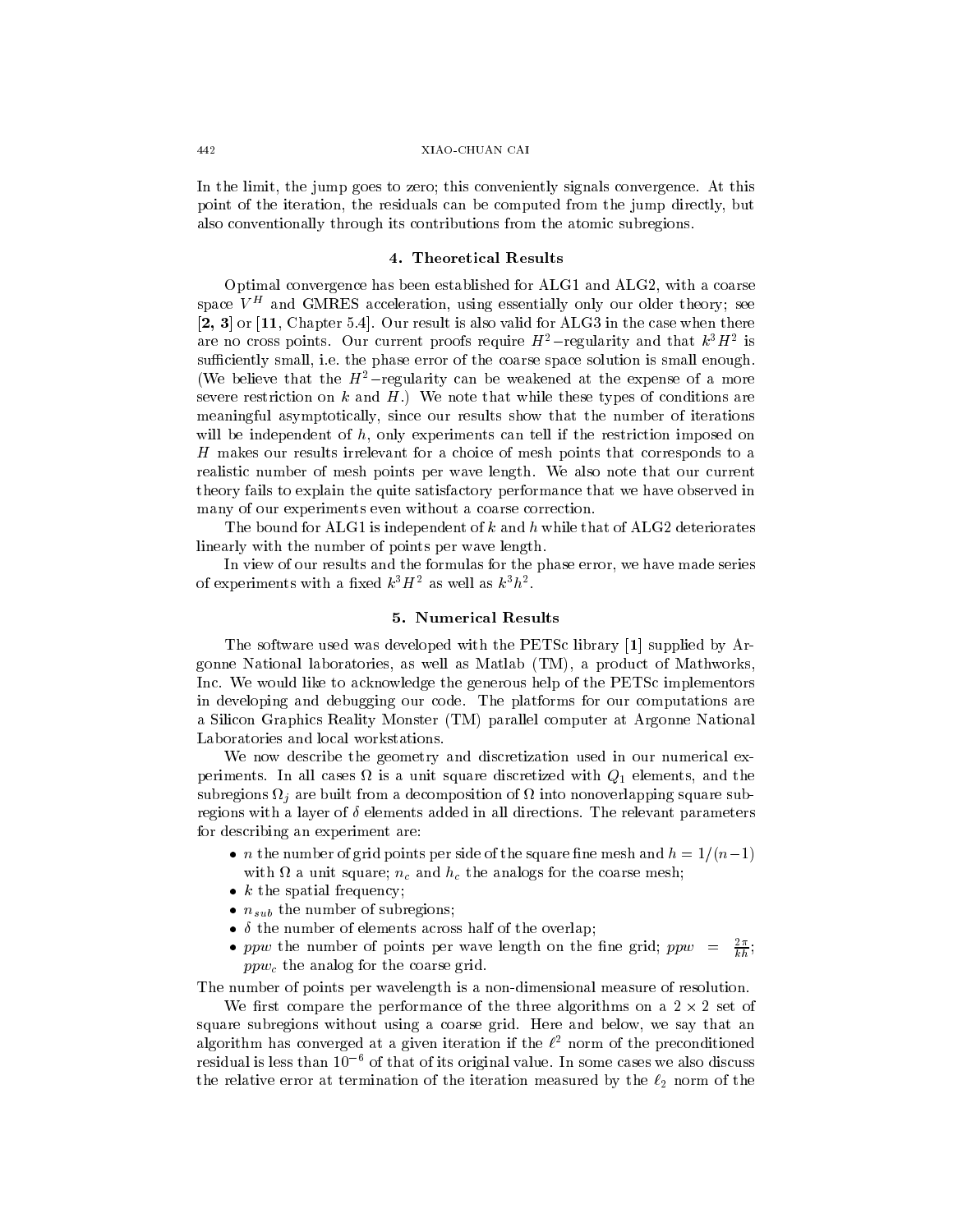In the limit, the jump goes to zero; this conveniently signals convergence. At this point of the iteration, the residuals can be computed from the jump directly, but also conventionally through its contributions from the atomic subregions.

## 4. Theoretical Results

Optimal convergence has been established for ALG1 and ALG2, with a coarse space $V^H$ and GMRES acceleration, using essentially only our older theory; see **[2, 3]** or [**11**, Chapter 5.4]. Our result is also valid for ALG3 in the case when there are no cross points. Our current proofs require $H^2-$regularity and that $k^3H^2$ is sufficiently small, i.e. the phase error of the coarse space solution is small enough. (We believe that the $H^2-$regularity can be weakened at the expense of a more severe restriction on $k$ and $H$.) We note that while these types of conditions are meaningful asymptotically, since our results show that the number of iterations will be independent of $h$, only experiments can tell if the restriction imposed on $H$ makes our results irrelevant for a choice of mesh points that corresponds to a realistic number of mesh points per wave length. We also note that our current theory fails to explain the quite satisfactory performance that we have observed in many of our experiments even without a coarse correction.

The bound for ALG1 is independent of $k$ and $h$ while that of ALG2 deteriorates linearly with the number of points per wave length.

In view of our results and the formulas for the phase error, we have made series of experiments with a fixed $k^3H^2$ as well as $k^3h^2$.

## 5. Numerical Results

The software used was developed with the PETSc library [**1**] supplied by Argonne National laboratories, as well as Matlab (TM), a product of Mathworks, Inc. We would like to acknowledge the generous help of the PETSc implementors in developing and debugging our code. The platforms for our computations are a Silicon Graphics Reality Monster (TM) parallel computer at Argonne National Laboratories and local workstations.

We now describe the geometry and discretization used in our numerical experiments. In all cases $\Omega$ is a unit square discretized with $Q_1$ elements, and the subregions $\Omega_j$ are built from a decomposition of $\Omega$ into nonoverlapping square subregions with a layer of $\delta$ elements added in all directions. The relevant parameters for describing an experiment are:

- $n$ the number of grid points per side of the square fine mesh and $h = 1/(n-1)$ with $\Omega$ a unit square; $n_c$ and $h_c$ the analogs for the coarse mesh;
- $k$ the spatial frequency;
- $n_{sub}$ the number of subregions;
- $\delta$ the number of elements across half of the overlap;
- $ppw$ the number of points per wave length on the fine grid; $ppw = \frac{2\pi}{kh}$; $ppw_c$ the analog for the coarse grid.

The number of points per wavelength is a non-dimensional measure of resolution.

We first compare the performance of the three algorithms on a $2 \times 2$ set of square subregions without using a coarse grid. Here and below, we say that an algorithm has converged at a given iteration if the $\ell^2$ norm of the preconditioned residual is less than $10^{-6}$ of that of its original value. In some cases we also discuss the relative error at termination of the iteration measured by the $\ell_2$ norm of the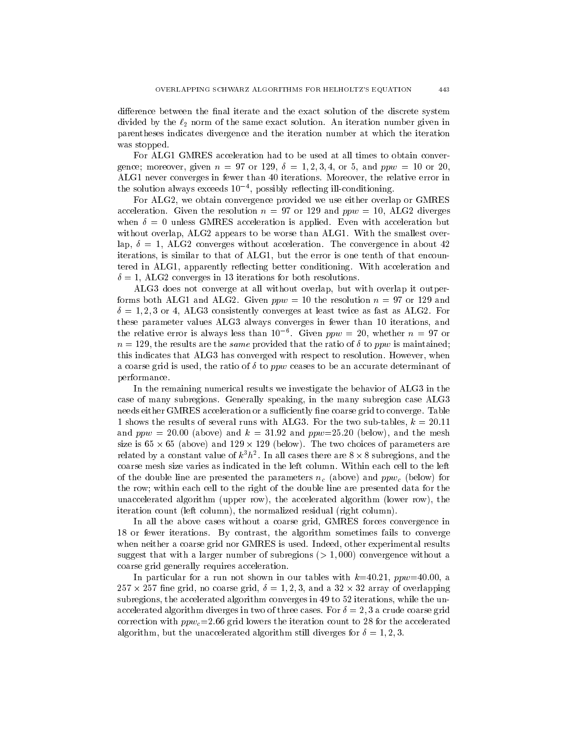difference between the final iterate and the exact solution of the discrete system divided by the $\ell_2$ norm of the same exact solution. An iteration number given in parentheses indicates divergence and the iteration number at which the iteration was stopped.

For ALG1 GMRES acceleration had to be used at all times to obtain convergence; moreover, given $n = 97$ or $129$, $\delta = 1, 2, 3, 4$, or $5$, and $ppw = 10$ or $20$, ALG1 never converges in fewer than 40 iterations. Moreover, the relative error in the solution always exceeds $10^{-4}$, possibly reflecting ill-conditioning.

For ALG2, we obtain convergence provided we use either overlap or GMRES acceleration. Given the resolution $n = 97$ or $129$ and $ppw = 10$, ALG2 diverges when $\delta = 0$ unless GMRES acceleration is applied. Even with acceleration but without overlap, ALG2 appears to be worse than ALG1. With the smallest overlap, $\delta = 1$, ALG2 converges without acceleration. The convergence in about 42 iterations, is similar to that of ALG1, but the error is one tenth of that encountered in ALG1, apparently reflecting better conditioning. With acceleration and $\delta = 1$, ALG2 converges in 13 iterations for both resolutions.

ALG3 does not converge at all without overlap, but with overlap it outperforms both ALG1 and ALG2. Given $ppw = 10$ the resolution $n = 97$ or $129$ and $\delta = 1, 2, 3$ or $4$, ALG3 consistently converges at least twice as fast as ALG2. For these parameter values ALG3 always converges in fewer than 10 iterations, and the relative error is always less than $10^{-6}$. Given $ppw = 20$, whether $n = 97$ or $n = 129$, the results are the *same* provided that the ratio of $\delta$ to *ppw* is maintained; this indicates that ALG3 has converged with respect to resolution. However, when a coarse grid is used, the ratio of $\delta$ to *ppw* ceases to be an accurate determinant of performance.

In the remaining numerical results we investigate the behavior of ALG3 in the case of many subregions. Generally speaking, in the many subregion case ALG3 needs either GMRES acceleration or a sufficiently fine coarse grid to converge. Table 1 shows the results of several runs with ALG3. For the two sub-tables, $k = 20.11$ and $ppw = 20.00$ (above) and $k = 31.92$ and $ppw$=25.20 (below), and the mesh size is $65 \times 65$ (above) and $129 \times 129$ (below). The two choices of parameters are related by a constant value of $k^3h^2$. In all cases there are $8 \times 8$ subregions, and the coarse mesh size varies as indicated in the left column. Within each cell to the left of the double line are presented the parameters $n_c$ (above) and $ppw_c$ (below) for the row; within each cell to the right of the double line are presented data for the unaccelerated algorithm (upper row), the accelerated algorithm (lower row), the iteration count (left column), the normalized residual (right column).

In all the above cases without a coarse grid, GMRES forces convergence in 18 or fewer iterations. By contrast, the algorithm sometimes fails to converge when neither a coarse grid nor GMRES is used. Indeed, other experimental results suggest that with a larger number of subregions ($> 1,000$) convergence without a coarse grid generally requires acceleration.

In particular for a run not shown in our tables with $k$=40.21, $ppw$=40.00, a $257 \times 257$ fine grid, no coarse grid, $\delta = 1, 2, 3$, and a $32 \times 32$ array of overlapping subregions, the accelerated algorithm converges in 49 to 52 iterations, while the unaccelerated algorithm diverges in two of three cases. For $\delta = 2, 3$ a crude coarse grid correction with $ppw_c$=2.66 grid lowers the iteration count to 28 for the accelerated algorithm, but the unaccelerated algorithm still diverges for $\delta = 1, 2, 3$.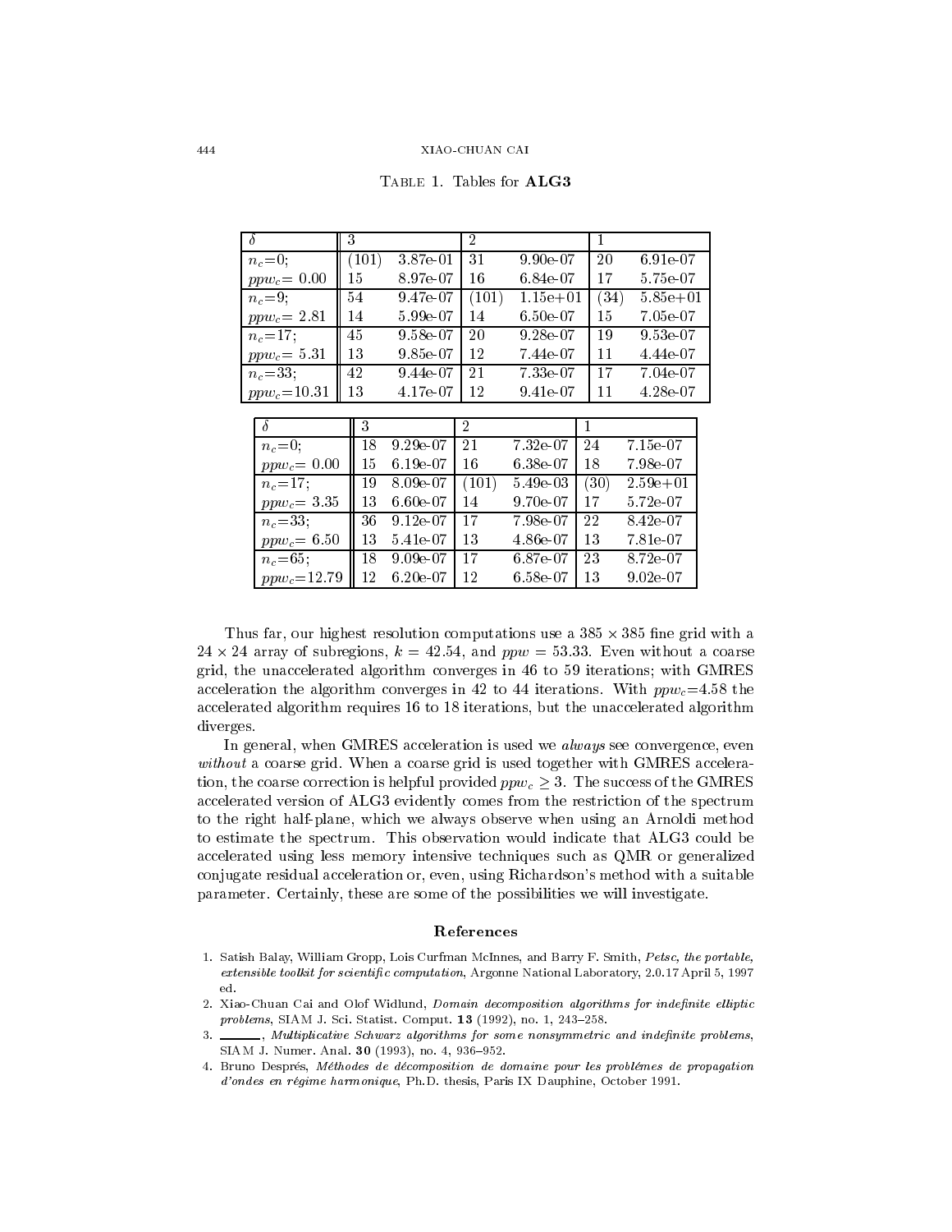Table 1. Tables for **ALG3**

| $\delta$ | 3 | | 2 | | 1 | |
|---|---|---|---|---|---|---|
| $n_c$=0; | (101) | 3.87e-01 | 31 | 9.90e-07 | 20 | 6.91e-07 |
| $ppw_c$= 0.00 | 15 | 8.97e-07 | 16 | 6.84e-07 | 17 | 5.75e-07 |
| $n_c$=9; | 54 | 9.47e-07 | (101) | 1.15e+01 | (34) | 5.85e+01 |
| $ppw_c$= 2.81 | 14 | 5.99e-07 | 14 | 6.50e-07 | 15 | 7.05e-07 |
| $n_c$=17; | 45 | 9.58e-07 | 20 | 9.28e-07 | 19 | 9.53e-07 |
| $ppw_c$= 5.31 | 13 | 9.85e-07 | 12 | 7.44e-07 | 11 | 4.44e-07 |
| $n_c$=33; | 42 | 9.44e-07 | 21 | 7.33e-07 | 17 | 7.04e-07 |
| $ppw_c$=10.31 | 13 | 4.17e-07 | 12 | 9.41e-07 | 11 | 4.28e-07 |

| $\delta$ | 3 | | 2 | | 1 | |
|---|---|---|---|---|---|---|
| $n_c$=0; | 18 | 9.29e-07 | 21 | 7.32e-07 | 24 | 7.15e-07 |
| $ppw_c$= 0.00 | 15 | 6.19e-07 | 16 | 6.38e-07 | 18 | 7.98e-07 |
| $n_c$=17; | 19 | 8.09e-07 | (101) | 5.49e-03 | (30) | 2.59e+01 |
| $ppw_c$= 3.35 | 13 | 6.60e-07 | 14 | 9.70e-07 | 17 | 5.72e-07 |
| $n_c$=33; | 36 | 9.12e-07 | 17 | 7.98e-07 | 22 | 8.42e-07 |
| $ppw_c$= 6.50 | 13 | 5.41e-07 | 13 | 4.86e-07 | 13 | 7.81e-07 |
| $n_c$=65; | 18 | 9.09e-07 | 17 | 6.87e-07 | 23 | 8.72e-07 |
| $ppw_c$=12.79 | 12 | 6.20e-07 | 12 | 6.58e-07 | 13 | 9.02e-07 |

Thus far, our highest resolution computations use a $385 \times 385$ fine grid with a $24 \times 24$ array of subregions, $k = 42.54$, and $ppw = 53.33$. Even without a coarse grid, the unaccelerated algorithm converges in 46 to 59 iterations; with GMRES acceleration the algorithm converges in 42 to 44 iterations. With $ppw_c$=4.58 the accelerated algorithm requires 16 to 18 iterations, but the unaccelerated algorithm diverges.

In general, when GMRES acceleration is used we *always* see convergence, even *without* a coarse grid. When a coarse grid is used together with GMRES acceleration, the coarse correction is helpful provided $ppw_c \geq 3$. The success of the GMRES accelerated version of ALG3 evidently comes from the restriction of the spectrum to the right half-plane, which we always observe when using an Arnoldi method to estimate the spectrum. This observation would indicate that ALG3 could be accelerated using less memory intensive techniques such as QMR or generalized conjugate residual acceleration or, even, using Richardson's method with a suitable parameter. Certainly, these are some of the possibilities we will investigate.

## References

1. Satish Balay, William Gropp, Lois Curfman McInnes, and Barry F. Smith, *Petsc, the portable, extensible toolkit for scientific computation*, Argonne National Laboratory, 2.0.17 April 5, 1997 ed.
2. Xiao-Chuan Cai and Olof Widlund, *Domain decomposition algorithms for indefinite elliptic problems*, SIAM J. Sci. Statist. Comput. **13** (1992), no. 1, 243–258.
3. ______, *Multiplicative Schwarz algorithms for some nonsymmetric and indefinite problems*, SIAM J. Numer. Anal. **30** (1993), no. 4, 936–952.
4. Bruno Després, *Méthodes de décomposition de domaine pour les problémes de propagation d'ondes en régime harmonique*, Ph.D. thesis, Paris IX Dauphine, October 1991.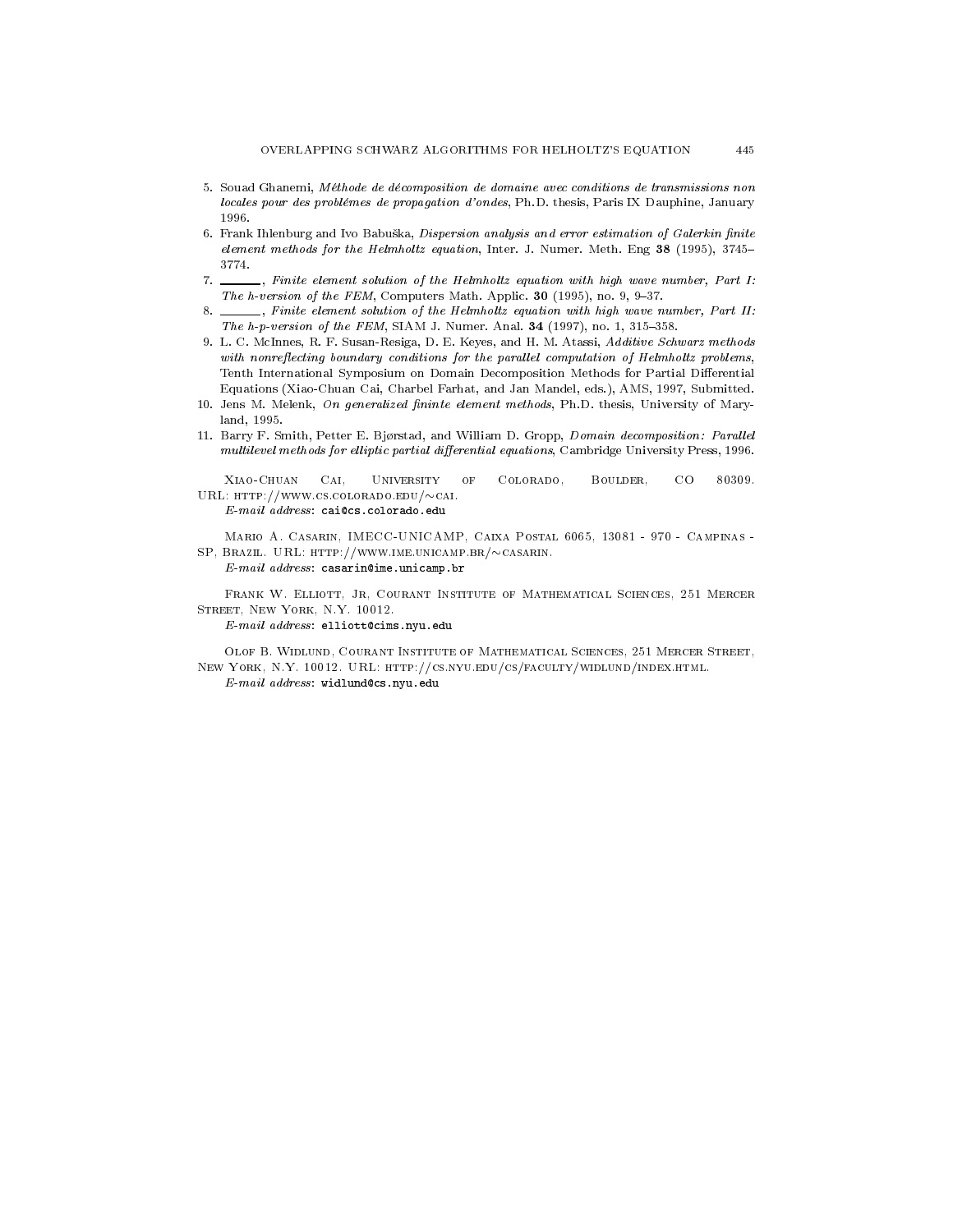5. Souad Ghanemi, *Méthode de décomposition de domaine avec conditions de transmissions non locales pour des problémes de propagation d'ondes*, Ph.D. thesis, Paris IX Dauphine, January 1996.
6. Frank Ihlenburg and Ivo Babuška, *Dispersion analysis and error estimation of Galerkin finite element methods for the Helmholtz equation*, Inter. J. Numer. Meth. Eng **38** (1995), 3745–3774.
7. ______, *Finite element solution of the Helmholtz equation with high wave number, Part I: The h-version of the FEM*, Computers Math. Applic. **30** (1995), no. 9, 9–37.
8. ______, *Finite element solution of the Helmholtz equation with high wave number, Part II: The h-p-version of the FEM*, SIAM J. Numer. Anal. **34** (1997), no. 1, 315–358.
9. L. C. McInnes, R. F. Susan-Resiga, D. E. Keyes, and H. M. Atassi, *Additive Schwarz methods with nonreflecting boundary conditions for the parallel computation of Helmholtz problems*, Tenth International Symposium on Domain Decomposition Methods for Partial Differential Equations (Xiao-Chuan Cai, Charbel Farhat, and Jan Mandel, eds.), AMS, 1997, Submitted.
10. Jens M. Melenk, *On generalized fininte element methods*, Ph.D. thesis, University of Maryland, 1995.
11. Barry F. Smith, Petter E. Bjørstad, and William D. Gropp, *Domain decomposition: Parallel multilevel methods for elliptic partial differential equations*, Cambridge University Press, 1996.

Xiao-Chuan Cai, University of Colorado, Boulder, CO 80309. URL: http://www.cs.colorado.edu/~cai.

*E-mail address*: cai@cs.colorado.edu

Mario A. Casarin, IMECC-UNICAMP, Caixa Postal 6065, 13081 - 970 - Campinas - SP, Brazil. URL: http://www.ime.unicamp.br/~casarin.

*E-mail address*: casarin@ime.unicamp.br

Frank W. Elliott, Jr, Courant Institute of Mathematical Sciences, 251 Mercer Street, New York, N.Y. 10012.

*E-mail address*: elliott@cims.nyu.edu

Olof B. Widlund, Courant Institute of Mathematical Sciences, 251 Mercer Street, New York, N.Y. 10012. URL: http://cs.nyu.edu/cs/faculty/widlund/index.html.

*E-mail address*: widlund@cs.nyu.edu